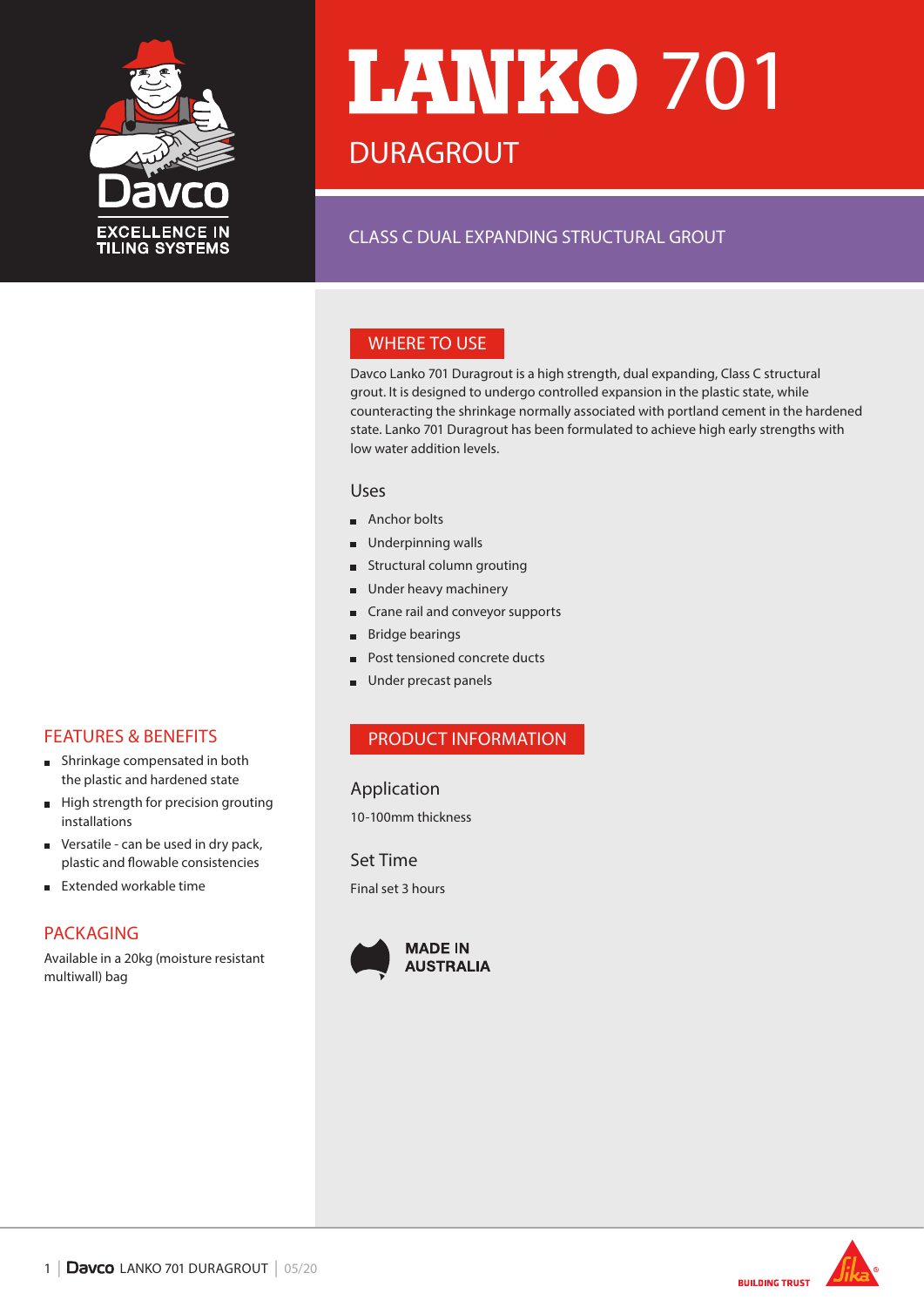Davco

EXCELLENCE IN TILING SYSTEMS

# LANKO 701

## DURAGROUT

CLASS C DUAL EXPANDING STRUCTURAL GROUT

## WHERE TO USE

Davco Lanko 701 Duragrout is a high strength, dual expanding, Class C structural grout. It is designed to undergo controlled expansion in the plastic state, while counteracting the shrinkage normally associated with portland cement in the hardened state. Lanko 701 Duragrout has been formulated to achieve high early strengths with low water addition levels.

### Uses

- Anchor bolts
- Underpinning walls
- Structural column grouting
- Under heavy machinery
- Crane rail and conveyor supports
- Bridge bearings
- Post tensioned concrete ducts
- Under precast panels

## FEATURES & BENEFITS

- Shrinkage compensated in both the plastic and hardened state
- High strength for precision grouting installations
- Versatile - can be used in dry pack, plastic and flowable consistencies
- Extended workable time

## PACKAGING

Available in a 20kg (moisture resistant multiwall) bag

## PRODUCT INFORMATION

### Application

10-100mm thickness

### Set Time

Final set 3 hours

MADE IN AUSTRALIA

BUILDING TRUST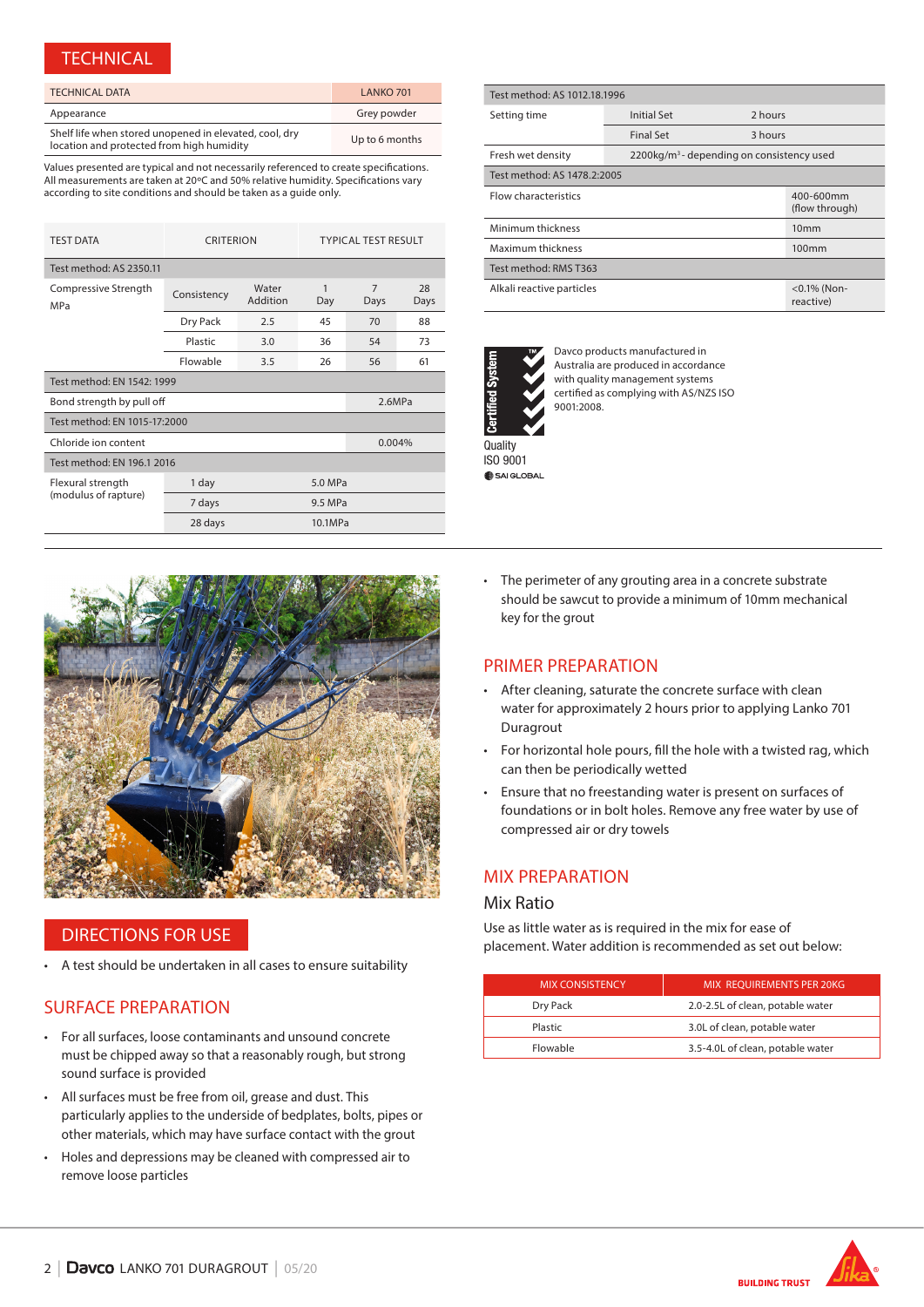## TECHNICAL

| TECHNICAL DATA | LANKO 701 |
|---|---|
| Appearance | Grey powder |
| Shelf life when stored unopened in elevated, cool, dry location and protected from high humidity | Up to 6 months |

Values presented are typical and not necessarily referenced to create specifications. All measurements are taken at 20ºC and 50% relative humidity. Specifications vary according to site conditions and should be taken as a guide only.

| TEST DATA | CRITERION | | TYPICAL TEST RESULT | | |
|---|---|---|---|---|---|
| Test method: AS 2350.11 | | | | | |
| Compressive Strength MPa | Consistency | Water Addition | 1 Day | 7 Days | 28 Days |
| | Dry Pack | 2.5 | 45 | 70 | 88 |
| | Plastic | 3.0 | 36 | 54 | 73 |
| | Flowable | 3.5 | 26 | 56 | 61 |
| Test method: EN 1542: 1999 | | | | | |
| Bond strength by pull off | | | 2.6MPa | | |
| Test method: EN 1015-17:2000 | | | | | |
| Chloride ion content | | | 0.004% | | |
| Test method: EN 196.1 2016 | | | | | |
| Flexural strength (modulus of rapture) | 1 day | 5.0 MPa | | | |
| | 7 days | 9.5 MPa | | | |
| | 28 days | 10.1MPa | | | |

| Test method: AS 1012.18.1996 | | |
|---|---|---|
| Setting time | Initial Set | 2 hours |
| | Final Set | 3 hours |
| Fresh wet density | 2200kg/m³ - depending on consistency used | |
| Test method: AS 1478.2:2005 | | |
| Flow characteristics | | 400-600mm (flow through) |
| Minimum thickness | | 10mm |
| Maximum thickness | | 100mm |
| Test method: RMS T363 | | |
| Alkali reactive particles | | <0.1% (Non-reactive) |

Davco products manufactured in Australia are produced in accordance with quality management systems certified as complying with AS/NZS ISO 9001:2008.

Certified System Quality ISO 9001 SAI GLOBAL

## DIRECTIONS FOR USE

- A test should be undertaken in all cases to ensure suitability

## SURFACE PREPARATION

- For all surfaces, loose contaminants and unsound concrete must be chipped away so that a reasonably rough, but strong sound surface is provided
- All surfaces must be free from oil, grease and dust. This particularly applies to the underside of bedplates, bolts, pipes or other materials, which may have surface contact with the grout
- Holes and depressions may be cleaned with compressed air to remove loose particles
- The perimeter of any grouting area in a concrete substrate should be sawcut to provide a minimum of 10mm mechanical key for the grout

## PRIMER PREPARATION

- After cleaning, saturate the concrete surface with clean water for approximately 2 hours prior to applying Lanko 701 Duragrout
- For horizontal hole pours, fill the hole with a twisted rag, which can then be periodically wetted
- Ensure that no freestanding water is present on surfaces of foundations or in bolt holes. Remove any free water by use of compressed air or dry towels

## MIX PREPARATION

### Mix Ratio

Use as little water as is required in the mix for ease of placement. Water addition is recommended as set out below:

| MIX CONSISTENCY | MIX REQUIREMENTS PER 20KG |
|---|---|
| Dry Pack | 2.0-2.5L of clean, potable water |
| Plastic | 3.0L of clean, potable water |
| Flowable | 3.5-4.0L of clean, potable water |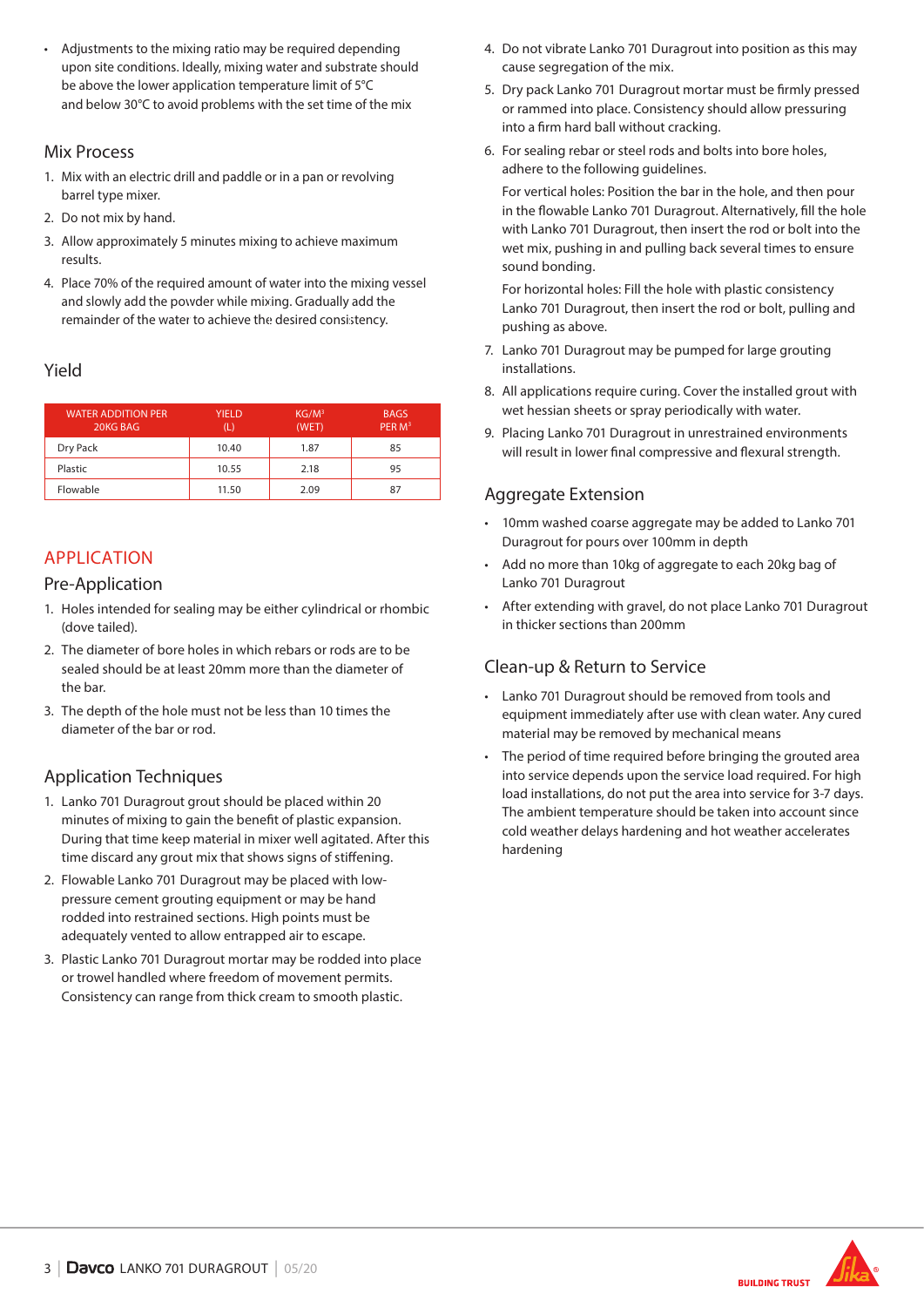- Adjustments to the mixing ratio may be required depending upon site conditions. Ideally, mixing water and substrate should be above the lower application temperature limit of 5°C and below 30°C to avoid problems with the set time of the mix

## Mix Process

1. Mix with an electric drill and paddle or in a pan or revolving barrel type mixer.
2. Do not mix by hand.
3. Allow approximately 5 minutes mixing to achieve maximum results.
4. Place 70% of the required amount of water into the mixing vessel and slowly add the powder while mixing. Gradually add the remainder of the water to achieve the desired consistency.

## Yield

| WATER ADDITION PER 20KG BAG | YIELD (L) | KG/M³ (WET) | BAGS PER M³ |
|---|---|---|---|
| Dry Pack | 10.40 | 1.87 | 85 |
| Plastic | 10.55 | 2.18 | 95 |
| Flowable | 11.50 | 2.09 | 87 |

# APPLICATION

## Pre-Application

1. Holes intended for sealing may be either cylindrical or rhombic (dove tailed).
2. The diameter of bore holes in which rebars or rods are to be sealed should be at least 20mm more than the diameter of the bar.
3. The depth of the hole must not be less than 10 times the diameter of the bar or rod.

## Application Techniques

1. Lanko 701 Duragrout grout should be placed within 20 minutes of mixing to gain the benefit of plastic expansion. During that time keep material in mixer well agitated. After this time discard any grout mix that shows signs of stiffening.
2. Flowable Lanko 701 Duragrout may be placed with low-pressure cement grouting equipment or may be hand rodded into restrained sections. High points must be adequately vented to allow entrapped air to escape.
3. Plastic Lanko 701 Duragrout mortar may be rodded into place or trowel handled where freedom of movement permits. Consistency can range from thick cream to smooth plastic.
4. Do not vibrate Lanko 701 Duragrout into position as this may cause segregation of the mix.
5. Dry pack Lanko 701 Duragrout mortar must be firmly pressed or rammed into place. Consistency should allow pressuring into a firm hard ball without cracking.
6. For sealing rebar or steel rods and bolts into bore holes, adhere to the following guidelines.

   For vertical holes: Position the bar in the hole, and then pour in the flowable Lanko 701 Duragrout. Alternatively, fill the hole with Lanko 701 Duragrout, then insert the rod or bolt into the wet mix, pushing in and pulling back several times to ensure sound bonding.

   For horizontal holes: Fill the hole with plastic consistency Lanko 701 Duragrout, then insert the rod or bolt, pulling and pushing as above.
7. Lanko 701 Duragrout may be pumped for large grouting installations.
8. All applications require curing. Cover the installed grout with wet hessian sheets or spray periodically with water.
9. Placing Lanko 701 Duragrout in unrestrained environments will result in lower final compressive and flexural strength.

## Aggregate Extension

- 10mm washed coarse aggregate may be added to Lanko 701 Duragrout for pours over 100mm in depth
- Add no more than 10kg of aggregate to each 20kg bag of Lanko 701 Duragrout
- After extending with gravel, do not place Lanko 701 Duragrout in thicker sections than 200mm

## Clean-up & Return to Service

- Lanko 701 Duragrout should be removed from tools and equipment immediately after use with clean water. Any cured material may be removed by mechanical means
- The period of time required before bringing the grouted area into service depends upon the service load required. For high load installations, do not put the area into service for 3-7 days. The ambient temperature should be taken into account since cold weather delays hardening and hot weather accelerates hardening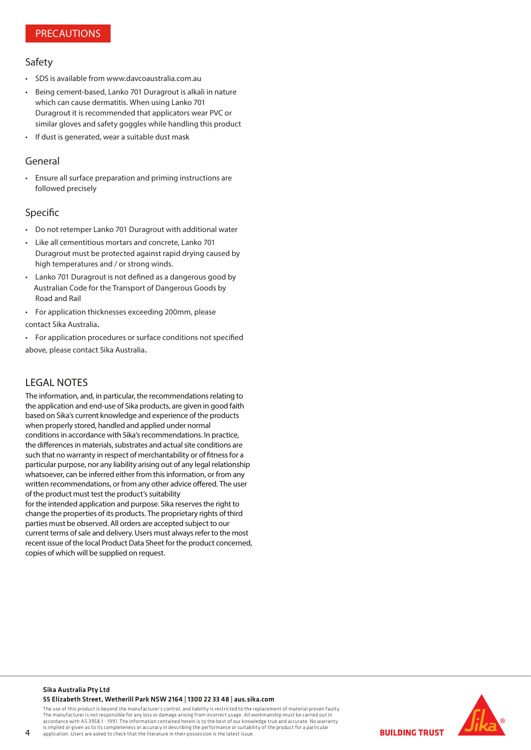## PRECAUTIONS

### Safety

- SDS is available from www.davcoaustralia.com.au
- Being cement-based, Lanko 701 Duragrout is alkali in nature which can cause dermatitis. When using Lanko 701 Duragrout it is recommended that applicators wear PVC or similar gloves and safety goggles while handling this product
- If dust is generated, wear a suitable dust mask

### General

- Ensure all surface preparation and priming instructions are followed precisely

### Specific

- Do not retemper Lanko 701 Duragrout with additional water
- Like all cementitious mortars and concrete, Lanko 701 Duragrout must be protected against rapid drying caused by high temperatures and / or strong winds.
- Lanko 701 Duragrout is not defined as a dangerous good by Australian Code for the Transport of Dangerous Goods by Road and Rail
- For application thicknesses exceeding 200mm, please contact Sika Australia.
- For application procedures or surface conditions not specified above, please contact Sika Australia.

## LEGAL NOTES

The information, and, in particular, the recommendations relating to the application and end-use of Sika products, are given in good faith based on Sika's current knowledge and experience of the products when properly stored, handled and applied under normal conditions in accordance with Sika's recommendations. In practice, the differences in materials, substrates and actual site conditions are such that no warranty in respect of merchantability or of fitness for a particular purpose, nor any liability arising out of any legal relationship whatsoever, can be inferred either from this information, or from any written recommendations, or from any other advice offered. The user of the product must test the product's suitability for the intended application and purpose. Sika reserves the right to change the properties of its products. The proprietary rights of third parties must be observed. All orders are accepted subject to our current terms of sale and delivery. Users must always refer to the most recent issue of the local Product Data Sheet for the product concerned, copies of which will be supplied on request.

**Sika Australia Pty Ltd**
**55 Elizabeth Street, Wetherill Park NSW 2164 | 1300 22 33 48 | aus.sika.com**

The use of this product is beyond the manufacturer's control, and liability is restricted to the replacement of material proven faulty. The manufacturer is not responsible for any loss or damage arising from incorrect usage. All workmanship must be carried out in accordance with AS 3958.1 - 1991. The information contained herein is to the best of our knowledge true and accurate. No warranty is implied or given as to its completeness or accuracy in describing the performance or suitability of the product for a particular application. Users are asked to check that the literature in their possession is the latest issue.

BUILDING TRUST